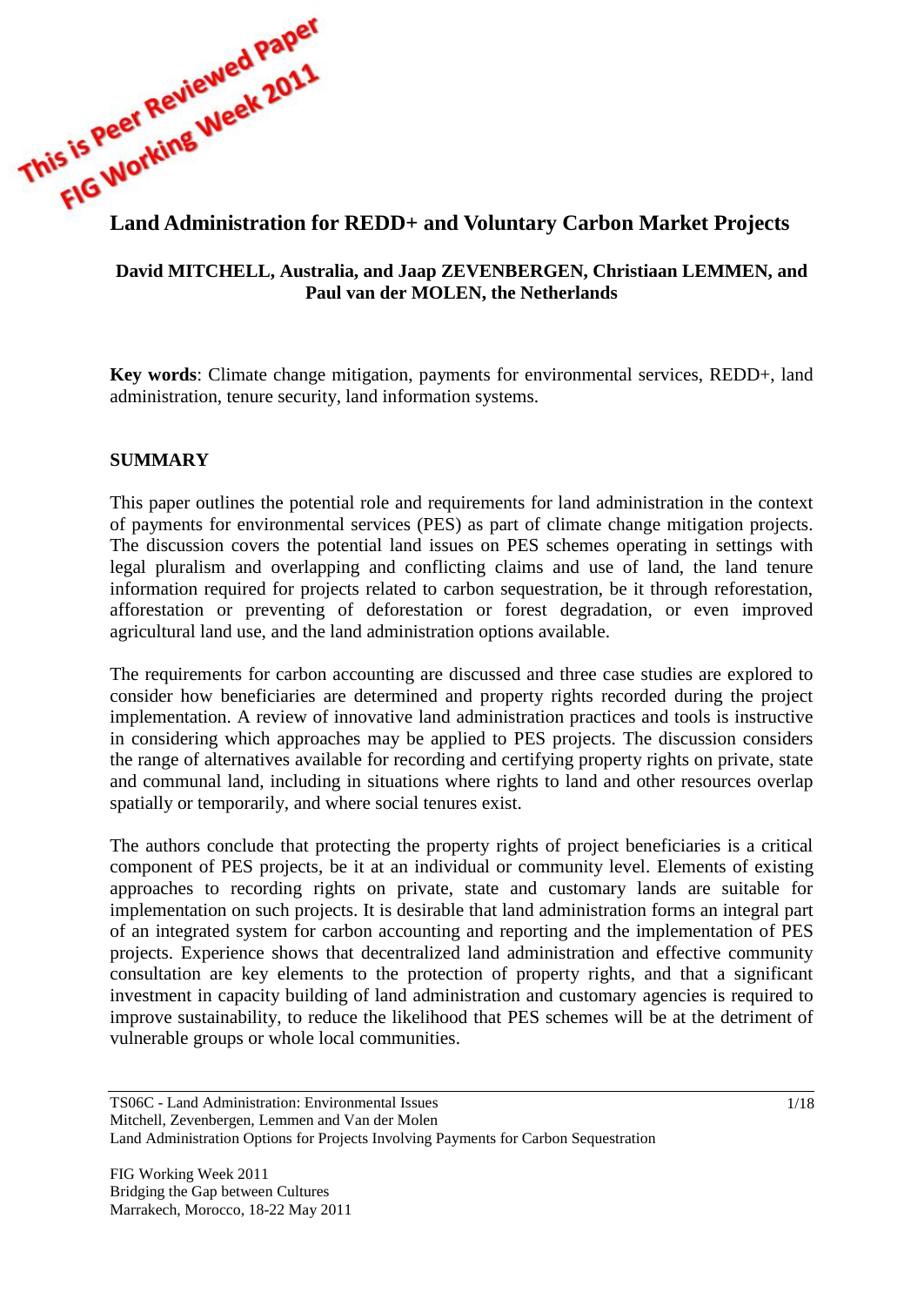This is Peer Reviewed Paper FIG Working Week 2011

# Land Administration for REDD+ and Voluntary Carbon Market Projects

**David MITCHELL, Australia, and Jaap ZEVENBERGEN, Christiaan LEMMEN, and Paul van der MOLEN, the Netherlands**

**Key words**: Climate change mitigation, payments for environmental services, REDD+, land administration, tenure security, land information systems.

## SUMMARY

This paper outlines the potential role and requirements for land administration in the context of payments for environmental services (PES) as part of climate change mitigation projects. The discussion covers the potential land issues on PES schemes operating in settings with legal pluralism and overlapping and conflicting claims and use of land, the land tenure information required for projects related to carbon sequestration, be it through reforestation, afforestation or preventing of deforestation or forest degradation, or even improved agricultural land use, and the land administration options available.

The requirements for carbon accounting are discussed and three case studies are explored to consider how beneficiaries are determined and property rights recorded during the project implementation. A review of innovative land administration practices and tools is instructive in considering which approaches may be applied to PES projects. The discussion considers the range of alternatives available for recording and certifying property rights on private, state and communal land, including in situations where rights to land and other resources overlap spatially or temporarily, and where social tenures exist.

The authors conclude that protecting the property rights of project beneficiaries is a critical component of PES projects, be it at an individual or community level. Elements of existing approaches to recording rights on private, state and customary lands are suitable for implementation on such projects. It is desirable that land administration forms an integral part of an integrated system for carbon accounting and reporting and the implementation of PES projects. Experience shows that decentralized land administration and effective community consultation are key elements to the protection of property rights, and that a significant investment in capacity building of land administration and customary agencies is required to improve sustainability, to reduce the likelihood that PES schemes will be at the detriment of vulnerable groups or whole local communities.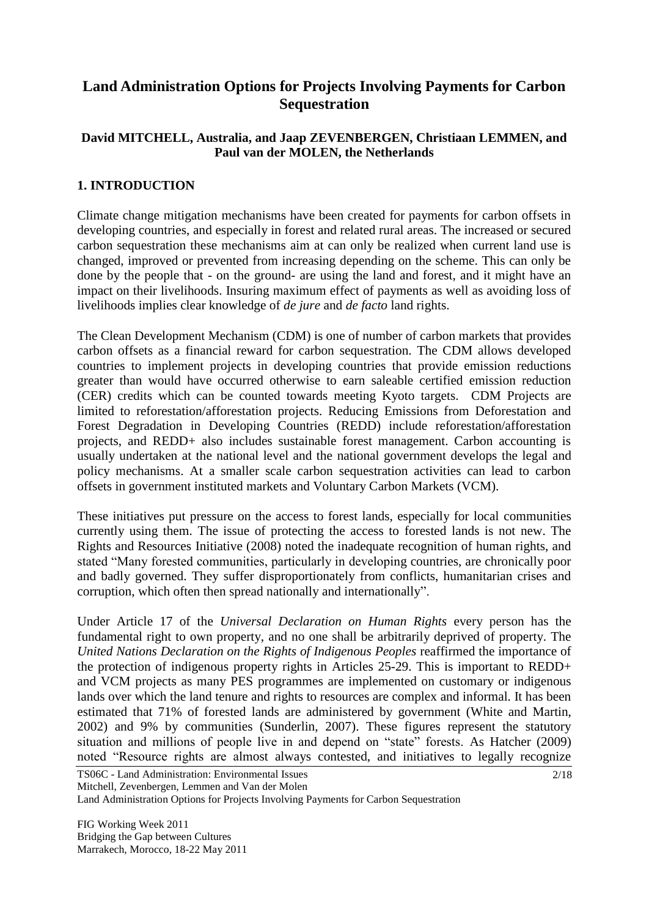# Land Administration Options for Projects Involving Payments for Carbon Sequestration

**David MITCHELL, Australia, and Jaap ZEVENBERGEN, Christiaan LEMMEN, and Paul van der MOLEN, the Netherlands**

## 1. INTRODUCTION

Climate change mitigation mechanisms have been created for payments for carbon offsets in developing countries, and especially in forest and related rural areas. The increased or secured carbon sequestration these mechanisms aim at can only be realized when current land use is changed, improved or prevented from increasing depending on the scheme. This can only be done by the people that - on the ground- are using the land and forest, and it might have an impact on their livelihoods. Insuring maximum effect of payments as well as avoiding loss of livelihoods implies clear knowledge of *de jure* and *de facto* land rights.

The Clean Development Mechanism (CDM) is one of number of carbon markets that provides carbon offsets as a financial reward for carbon sequestration. The CDM allows developed countries to implement projects in developing countries that provide emission reductions greater than would have occurred otherwise to earn saleable certified emission reduction (CER) credits which can be counted towards meeting Kyoto targets. CDM Projects are limited to reforestation/afforestation projects. Reducing Emissions from Deforestation and Forest Degradation in Developing Countries (REDD) include reforestation/afforestation projects, and REDD+ also includes sustainable forest management. Carbon accounting is usually undertaken at the national level and the national government develops the legal and policy mechanisms. At a smaller scale carbon sequestration activities can lead to carbon offsets in government instituted markets and Voluntary Carbon Markets (VCM).

These initiatives put pressure on the access to forest lands, especially for local communities currently using them. The issue of protecting the access to forested lands is not new. The Rights and Resources Initiative (2008) noted the inadequate recognition of human rights, and stated "Many forested communities, particularly in developing countries, are chronically poor and badly governed. They suffer disproportionately from conflicts, humanitarian crises and corruption, which often then spread nationally and internationally".

Under Article 17 of the *Universal Declaration on Human Rights* every person has the fundamental right to own property, and no one shall be arbitrarily deprived of property. The *United Nations Declaration on the Rights of Indigenous Peoples* reaffirmed the importance of the protection of indigenous property rights in Articles 25-29. This is important to REDD+ and VCM projects as many PES programmes are implemented on customary or indigenous lands over which the land tenure and rights to resources are complex and informal. It has been estimated that 71% of forested lands are administered by government (White and Martin, 2002) and 9% by communities (Sunderlin, 2007). These figures represent the statutory situation and millions of people live in and depend on "state" forests. As Hatcher (2009) noted "Resource rights are almost always contested, and initiatives to legally recognize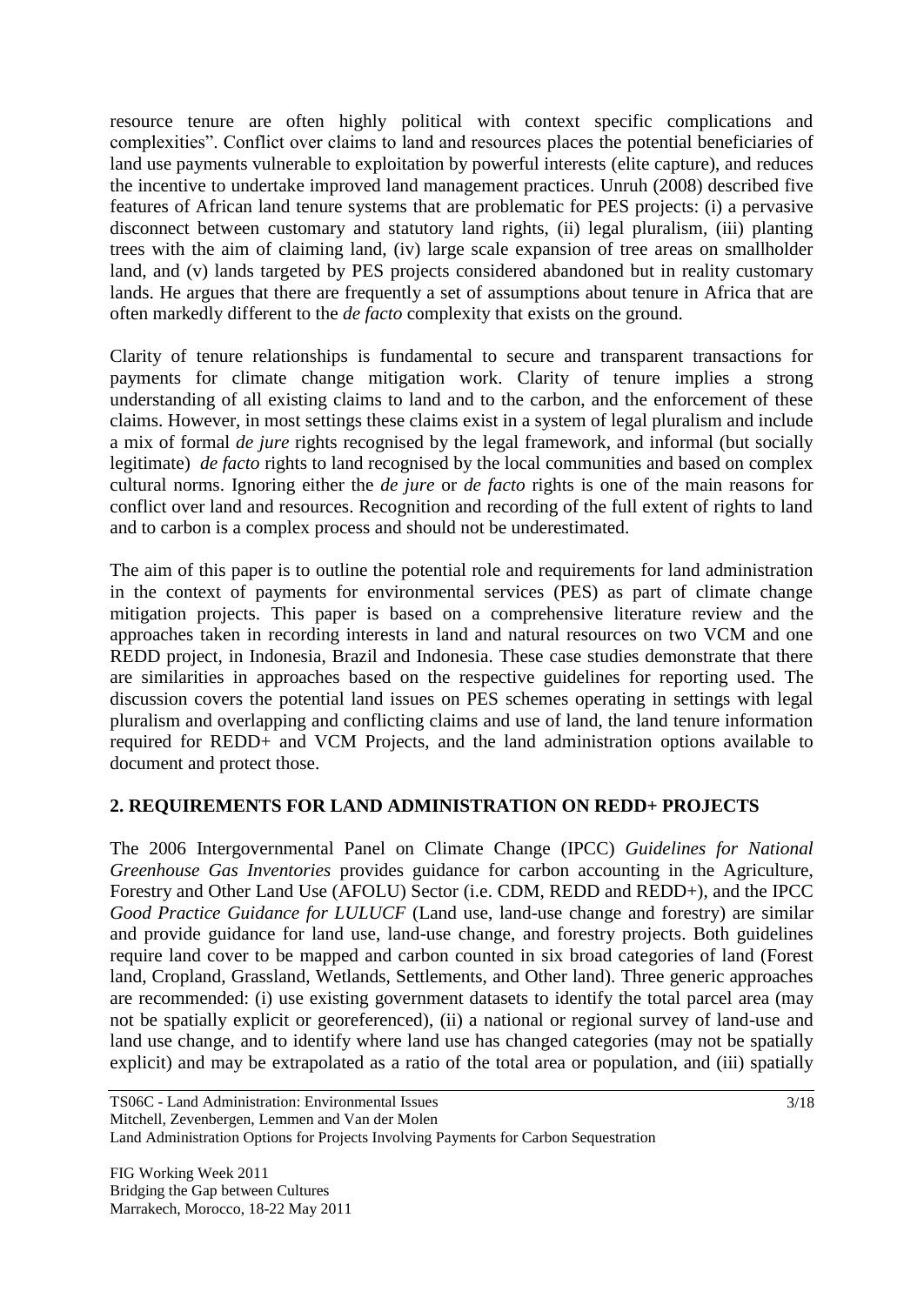resource tenure are often highly political with context specific complications and complexities". Conflict over claims to land and resources places the potential beneficiaries of land use payments vulnerable to exploitation by powerful interests (elite capture), and reduces the incentive to undertake improved land management practices. Unruh (2008) described five features of African land tenure systems that are problematic for PES projects: (i) a pervasive disconnect between customary and statutory land rights, (ii) legal pluralism, (iii) planting trees with the aim of claiming land, (iv) large scale expansion of tree areas on smallholder land, and (v) lands targeted by PES projects considered abandoned but in reality customary lands. He argues that there are frequently a set of assumptions about tenure in Africa that are often markedly different to the *de facto* complexity that exists on the ground.

Clarity of tenure relationships is fundamental to secure and transparent transactions for payments for climate change mitigation work. Clarity of tenure implies a strong understanding of all existing claims to land and to the carbon, and the enforcement of these claims. However, in most settings these claims exist in a system of legal pluralism and include a mix of formal *de jure* rights recognised by the legal framework, and informal (but socially legitimate) *de facto* rights to land recognised by the local communities and based on complex cultural norms. Ignoring either the *de jure* or *de facto* rights is one of the main reasons for conflict over land and resources. Recognition and recording of the full extent of rights to land and to carbon is a complex process and should not be underestimated.

The aim of this paper is to outline the potential role and requirements for land administration in the context of payments for environmental services (PES) as part of climate change mitigation projects. This paper is based on a comprehensive literature review and the approaches taken in recording interests in land and natural resources on two VCM and one REDD project, in Indonesia, Brazil and Indonesia. These case studies demonstrate that there are similarities in approaches based on the respective guidelines for reporting used. The discussion covers the potential land issues on PES schemes operating in settings with legal pluralism and overlapping and conflicting claims and use of land, the land tenure information required for REDD+ and VCM Projects, and the land administration options available to document and protect those.

## 2. REQUIREMENTS FOR LAND ADMINISTRATION ON REDD+ PROJECTS

The 2006 Intergovernmental Panel on Climate Change (IPCC) *Guidelines for National Greenhouse Gas Inventories* provides guidance for carbon accounting in the Agriculture, Forestry and Other Land Use (AFOLU) Sector (i.e. CDM, REDD and REDD+), and the IPCC *Good Practice Guidance for LULUCF* (Land use, land-use change and forestry) are similar and provide guidance for land use, land-use change, and forestry projects. Both guidelines require land cover to be mapped and carbon counted in six broad categories of land (Forest land, Cropland, Grassland, Wetlands, Settlements, and Other land). Three generic approaches are recommended: (i) use existing government datasets to identify the total parcel area (may not be spatially explicit or georeferenced), (ii) a national or regional survey of land-use and land use change, and to identify where land use has changed categories (may not be spatially explicit) and may be extrapolated as a ratio of the total area or population, and (iii) spatially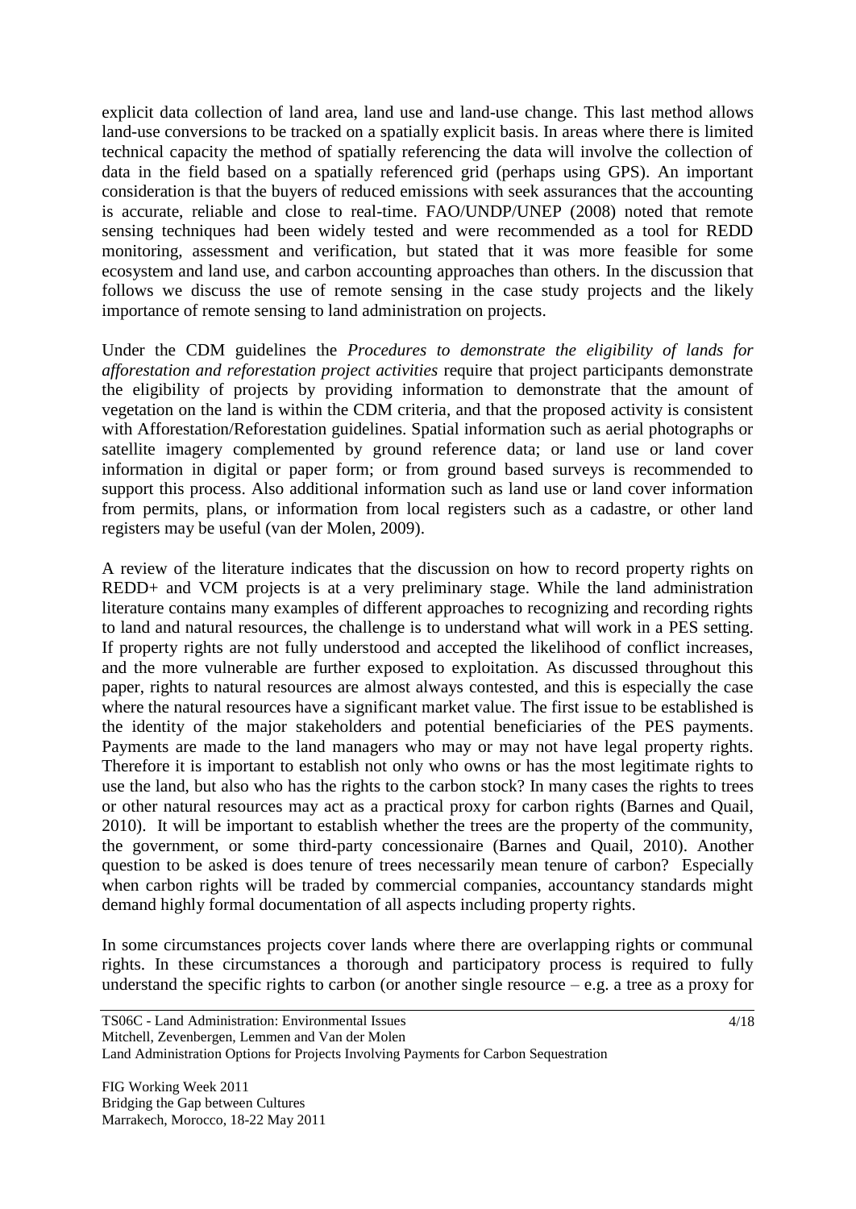explicit data collection of land area, land use and land-use change. This last method allows land-use conversions to be tracked on a spatially explicit basis. In areas where there is limited technical capacity the method of spatially referencing the data will involve the collection of data in the field based on a spatially referenced grid (perhaps using GPS). An important consideration is that the buyers of reduced emissions with seek assurances that the accounting is accurate, reliable and close to real-time. FAO/UNDP/UNEP (2008) noted that remote sensing techniques had been widely tested and were recommended as a tool for REDD monitoring, assessment and verification, but stated that it was more feasible for some ecosystem and land use, and carbon accounting approaches than others. In the discussion that follows we discuss the use of remote sensing in the case study projects and the likely importance of remote sensing to land administration on projects.

Under the CDM guidelines the *Procedures to demonstrate the eligibility of lands for afforestation and reforestation project activities* require that project participants demonstrate the eligibility of projects by providing information to demonstrate that the amount of vegetation on the land is within the CDM criteria, and that the proposed activity is consistent with Afforestation/Reforestation guidelines. Spatial information such as aerial photographs or satellite imagery complemented by ground reference data; or land use or land cover information in digital or paper form; or from ground based surveys is recommended to support this process. Also additional information such as land use or land cover information from permits, plans, or information from local registers such as a cadastre, or other land registers may be useful (van der Molen, 2009).

A review of the literature indicates that the discussion on how to record property rights on REDD+ and VCM projects is at a very preliminary stage. While the land administration literature contains many examples of different approaches to recognizing and recording rights to land and natural resources, the challenge is to understand what will work in a PES setting. If property rights are not fully understood and accepted the likelihood of conflict increases, and the more vulnerable are further exposed to exploitation. As discussed throughout this paper, rights to natural resources are almost always contested, and this is especially the case where the natural resources have a significant market value. The first issue to be established is the identity of the major stakeholders and potential beneficiaries of the PES payments. Payments are made to the land managers who may or may not have legal property rights. Therefore it is important to establish not only who owns or has the most legitimate rights to use the land, but also who has the rights to the carbon stock? In many cases the rights to trees or other natural resources may act as a practical proxy for carbon rights (Barnes and Quail, 2010). It will be important to establish whether the trees are the property of the community, the government, or some third-party concessionaire (Barnes and Quail, 2010). Another question to be asked is does tenure of trees necessarily mean tenure of carbon? Especially when carbon rights will be traded by commercial companies, accountancy standards might demand highly formal documentation of all aspects including property rights.

In some circumstances projects cover lands where there are overlapping rights or communal rights. In these circumstances a thorough and participatory process is required to fully understand the specific rights to carbon (or another single resource – e.g. a tree as a proxy for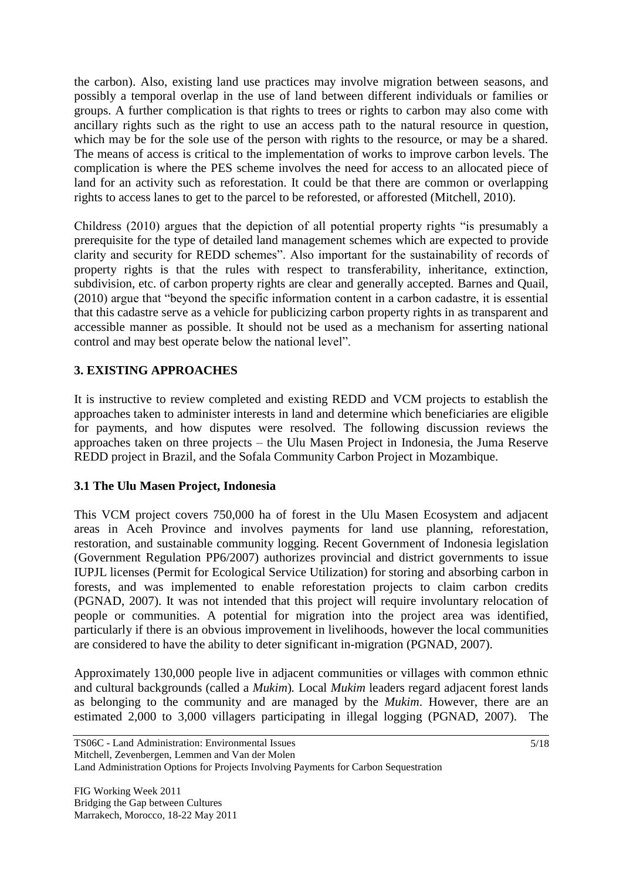the carbon). Also, existing land use practices may involve migration between seasons, and possibly a temporal overlap in the use of land between different individuals or families or groups. A further complication is that rights to trees or rights to carbon may also come with ancillary rights such as the right to use an access path to the natural resource in question, which may be for the sole use of the person with rights to the resource, or may be a shared. The means of access is critical to the implementation of works to improve carbon levels. The complication is where the PES scheme involves the need for access to an allocated piece of land for an activity such as reforestation. It could be that there are common or overlapping rights to access lanes to get to the parcel to be reforested, or afforested (Mitchell, 2010).

Childress (2010) argues that the depiction of all potential property rights "is presumably a prerequisite for the type of detailed land management schemes which are expected to provide clarity and security for REDD schemes". Also important for the sustainability of records of property rights is that the rules with respect to transferability, inheritance, extinction, subdivision, etc. of carbon property rights are clear and generally accepted. Barnes and Quail, (2010) argue that "beyond the specific information content in a carbon cadastre, it is essential that this cadastre serve as a vehicle for publicizing carbon property rights in as transparent and accessible manner as possible. It should not be used as a mechanism for asserting national control and may best operate below the national level".

## 3. EXISTING APPROACHES

It is instructive to review completed and existing REDD and VCM projects to establish the approaches taken to administer interests in land and determine which beneficiaries are eligible for payments, and how disputes were resolved. The following discussion reviews the approaches taken on three projects – the Ulu Masen Project in Indonesia, the Juma Reserve REDD project in Brazil, and the Sofala Community Carbon Project in Mozambique.

### 3.1 The Ulu Masen Project, Indonesia

This VCM project covers 750,000 ha of forest in the Ulu Masen Ecosystem and adjacent areas in Aceh Province and involves payments for land use planning, reforestation, restoration, and sustainable community logging. Recent Government of Indonesia legislation (Government Regulation PP6/2007) authorizes provincial and district governments to issue IUPJL licenses (Permit for Ecological Service Utilization) for storing and absorbing carbon in forests, and was implemented to enable reforestation projects to claim carbon credits (PGNAD, 2007). It was not intended that this project will require involuntary relocation of people or communities. A potential for migration into the project area was identified, particularly if there is an obvious improvement in livelihoods, however the local communities are considered to have the ability to deter significant in-migration (PGNAD, 2007).

Approximately 130,000 people live in adjacent communities or villages with common ethnic and cultural backgrounds (called a *Mukim*)*.* Local *Mukim* leaders regard adjacent forest lands as belonging to the community and are managed by the *Mukim*. However, there are an estimated 2,000 to 3,000 villagers participating in illegal logging (PGNAD, 2007). The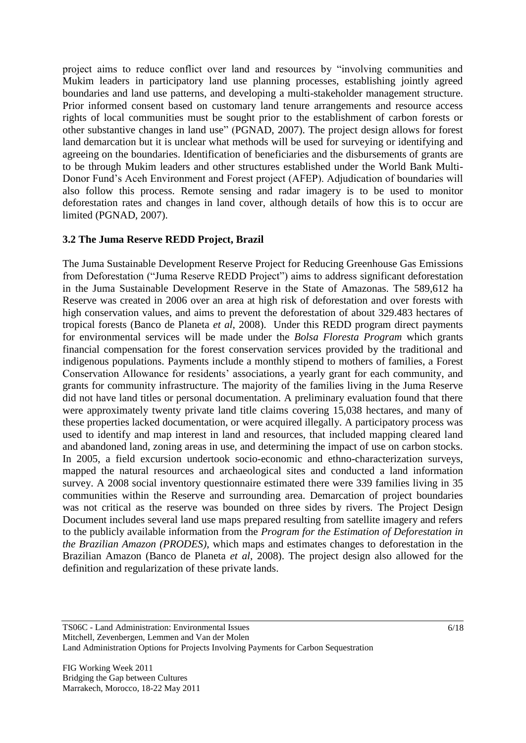project aims to reduce conflict over land and resources by "involving communities and Mukim leaders in participatory land use planning processes, establishing jointly agreed boundaries and land use patterns, and developing a multi-stakeholder management structure. Prior informed consent based on customary land tenure arrangements and resource access rights of local communities must be sought prior to the establishment of carbon forests or other substantive changes in land use" (PGNAD, 2007). The project design allows for forest land demarcation but it is unclear what methods will be used for surveying or identifying and agreeing on the boundaries. Identification of beneficiaries and the disbursements of grants are to be through Mukim leaders and other structures established under the World Bank Multi-Donor Fund's Aceh Environment and Forest project (AFEP). Adjudication of boundaries will also follow this process. Remote sensing and radar imagery is to be used to monitor deforestation rates and changes in land cover, although details of how this is to occur are limited (PGNAD, 2007).

### 3.2 The Juma Reserve REDD Project, Brazil

The Juma Sustainable Development Reserve Project for Reducing Greenhouse Gas Emissions from Deforestation ("Juma Reserve REDD Project") aims to address significant deforestation in the Juma Sustainable Development Reserve in the State of Amazonas. The 589,612 ha Reserve was created in 2006 over an area at high risk of deforestation and over forests with high conservation values, and aims to prevent the deforestation of about 329.483 hectares of tropical forests (Banco de Planeta *et al*, 2008). Under this REDD program direct payments for environmental services will be made under the *Bolsa Floresta Program* which grants financial compensation for the forest conservation services provided by the traditional and indigenous populations. Payments include a monthly stipend to mothers of families, a Forest Conservation Allowance for residents' associations, a yearly grant for each community, and grants for community infrastructure. The majority of the families living in the Juma Reserve did not have land titles or personal documentation. A preliminary evaluation found that there were approximately twenty private land title claims covering 15,038 hectares, and many of these properties lacked documentation, or were acquired illegally. A participatory process was used to identify and map interest in land and resources, that included mapping cleared land and abandoned land, zoning areas in use, and determining the impact of use on carbon stocks. In 2005, a field excursion undertook socio-economic and ethno-characterization surveys, mapped the natural resources and archaeological sites and conducted a land information survey. A 2008 social inventory questionnaire estimated there were 339 families living in 35 communities within the Reserve and surrounding area. Demarcation of project boundaries was not critical as the reserve was bounded on three sides by rivers. The Project Design Document includes several land use maps prepared resulting from satellite imagery and refers to the publicly available information from the *Program for the Estimation of Deforestation in the Brazilian Amazon (PRODES)*, which maps and estimates changes to deforestation in the Brazilian Amazon (Banco de Planeta *et al*, 2008). The project design also allowed for the definition and regularization of these private lands.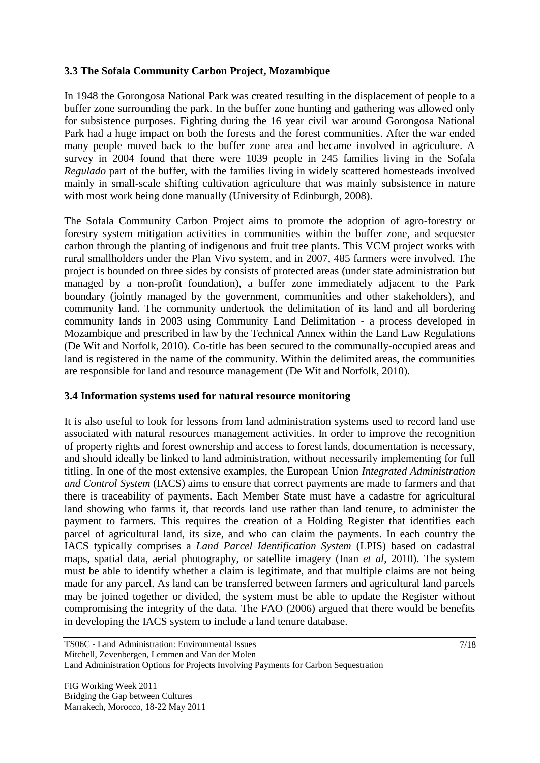### 3.3 The Sofala Community Carbon Project, Mozambique

In 1948 the Gorongosa National Park was created resulting in the displacement of people to a buffer zone surrounding the park. In the buffer zone hunting and gathering was allowed only for subsistence purposes. Fighting during the 16 year civil war around Gorongosa National Park had a huge impact on both the forests and the forest communities. After the war ended many people moved back to the buffer zone area and became involved in agriculture. A survey in 2004 found that there were 1039 people in 245 families living in the Sofala *Regulado* part of the buffer, with the families living in widely scattered homesteads involved mainly in small-scale shifting cultivation agriculture that was mainly subsistence in nature with most work being done manually (University of Edinburgh, 2008).

The Sofala Community Carbon Project aims to promote the adoption of agro-forestry or forestry system mitigation activities in communities within the buffer zone, and sequester carbon through the planting of indigenous and fruit tree plants. This VCM project works with rural smallholders under the Plan Vivo system, and in 2007, 485 farmers were involved. The project is bounded on three sides by consists of protected areas (under state administration but managed by a non-profit foundation), a buffer zone immediately adjacent to the Park boundary (jointly managed by the government, communities and other stakeholders), and community land. The community undertook the delimitation of its land and all bordering community lands in 2003 using Community Land Delimitation - a process developed in Mozambique and prescribed in law by the Technical Annex within the Land Law Regulations (De Wit and Norfolk, 2010). Co-title has been secured to the communally-occupied areas and land is registered in the name of the community. Within the delimited areas, the communities are responsible for land and resource management (De Wit and Norfolk, 2010).

### 3.4 Information systems used for natural resource monitoring

It is also useful to look for lessons from land administration systems used to record land use associated with natural resources management activities. In order to improve the recognition of property rights and forest ownership and access to forest lands, documentation is necessary, and should ideally be linked to land administration, without necessarily implementing for full titling. In one of the most extensive examples, the European Union *Integrated Administration and Control System* (IACS) aims to ensure that correct payments are made to farmers and that there is traceability of payments. Each Member State must have a cadastre for agricultural land showing who farms it, that records land use rather than land tenure, to administer the payment to farmers. This requires the creation of a Holding Register that identifies each parcel of agricultural land, its size, and who can claim the payments. In each country the IACS typically comprises a *Land Parcel Identification System* (LPIS) based on cadastral maps, spatial data, aerial photography, or satellite imagery (Inan *et al*, 2010). The system must be able to identify whether a claim is legitimate, and that multiple claims are not being made for any parcel. As land can be transferred between farmers and agricultural land parcels may be joined together or divided, the system must be able to update the Register without compromising the integrity of the data. The FAO (2006) argued that there would be benefits in developing the IACS system to include a land tenure database.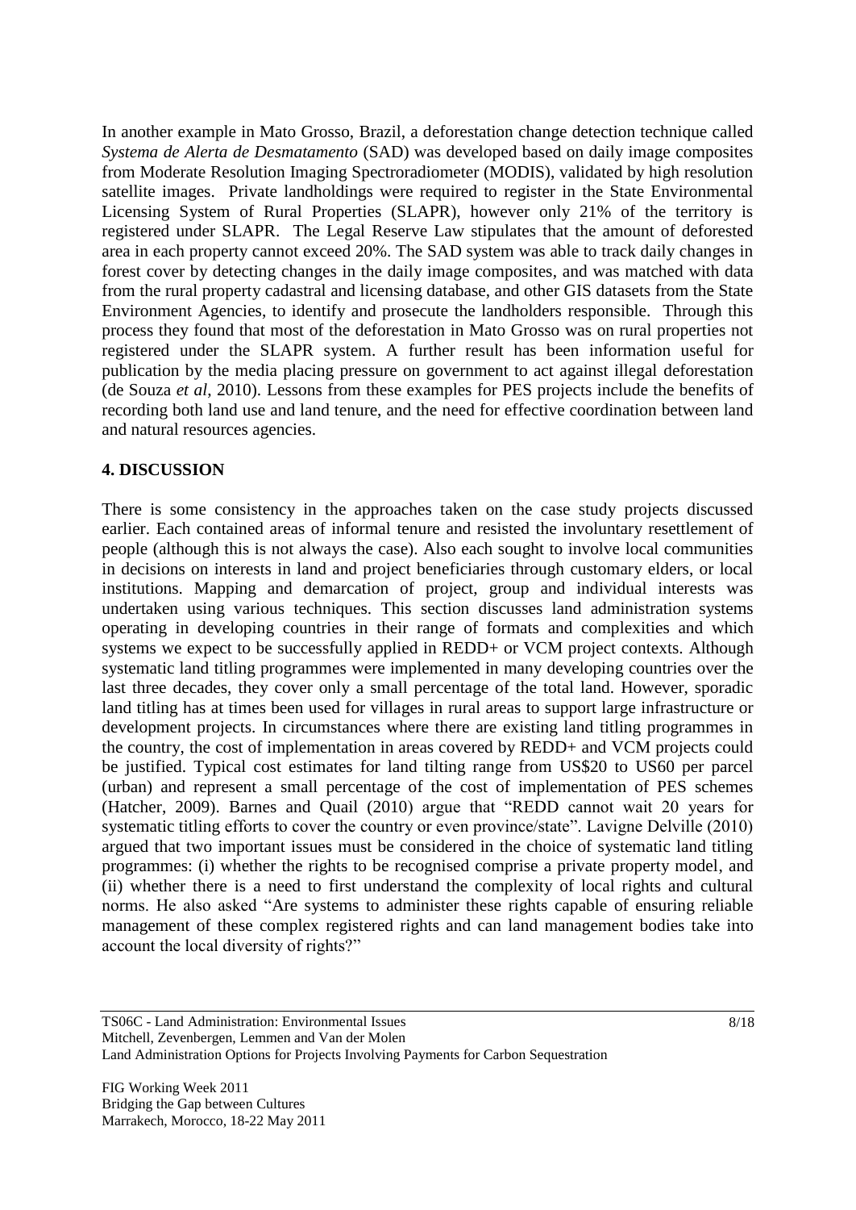In another example in Mato Grosso, Brazil, a deforestation change detection technique called *Systema de Alerta de Desmatamento* (SAD) was developed based on daily image composites from Moderate Resolution Imaging Spectroradiometer (MODIS), validated by high resolution satellite images. Private landholdings were required to register in the State Environmental Licensing System of Rural Properties (SLAPR), however only 21% of the territory is registered under SLAPR. The Legal Reserve Law stipulates that the amount of deforested area in each property cannot exceed 20%. The SAD system was able to track daily changes in forest cover by detecting changes in the daily image composites, and was matched with data from the rural property cadastral and licensing database, and other GIS datasets from the State Environment Agencies, to identify and prosecute the landholders responsible. Through this process they found that most of the deforestation in Mato Grosso was on rural properties not registered under the SLAPR system. A further result has been information useful for publication by the media placing pressure on government to act against illegal deforestation (de Souza *et al*, 2010). Lessons from these examples for PES projects include the benefits of recording both land use and land tenure, and the need for effective coordination between land and natural resources agencies.

## 4. DISCUSSION

There is some consistency in the approaches taken on the case study projects discussed earlier. Each contained areas of informal tenure and resisted the involuntary resettlement of people (although this is not always the case). Also each sought to involve local communities in decisions on interests in land and project beneficiaries through customary elders, or local institutions. Mapping and demarcation of project, group and individual interests was undertaken using various techniques. This section discusses land administration systems operating in developing countries in their range of formats and complexities and which systems we expect to be successfully applied in REDD+ or VCM project contexts. Although systematic land titling programmes were implemented in many developing countries over the last three decades, they cover only a small percentage of the total land. However, sporadic land titling has at times been used for villages in rural areas to support large infrastructure or development projects. In circumstances where there are existing land titling programmes in the country, the cost of implementation in areas covered by REDD+ and VCM projects could be justified. Typical cost estimates for land tilting range from US$20 to US60 per parcel (urban) and represent a small percentage of the cost of implementation of PES schemes (Hatcher, 2009). Barnes and Quail (2010) argue that "REDD cannot wait 20 years for systematic titling efforts to cover the country or even province/state". Lavigne Delville (2010) argued that two important issues must be considered in the choice of systematic land titling programmes: (i) whether the rights to be recognised comprise a private property model, and (ii) whether there is a need to first understand the complexity of local rights and cultural norms. He also asked "Are systems to administer these rights capable of ensuring reliable management of these complex registered rights and can land management bodies take into account the local diversity of rights?"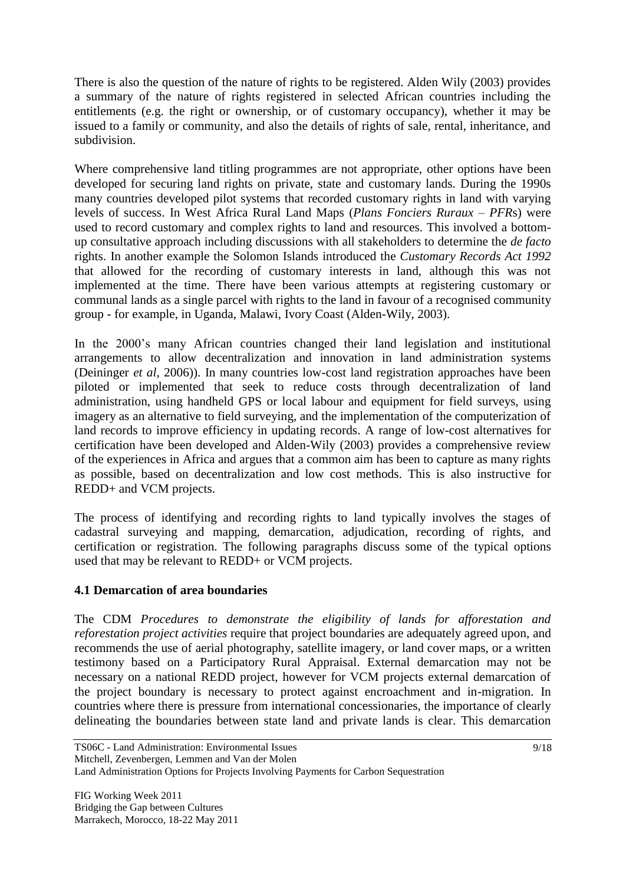There is also the question of the nature of rights to be registered. Alden Wily (2003) provides a summary of the nature of rights registered in selected African countries including the entitlements (e.g. the right or ownership, or of customary occupancy), whether it may be issued to a family or community, and also the details of rights of sale, rental, inheritance, and subdivision.

Where comprehensive land titling programmes are not appropriate, other options have been developed for securing land rights on private, state and customary lands. During the 1990s many countries developed pilot systems that recorded customary rights in land with varying levels of success. In West Africa Rural Land Maps (*Plans Fonciers Ruraux – PFR*s) were used to record customary and complex rights to land and resources. This involved a bottom-up consultative approach including discussions with all stakeholders to determine the *de facto* rights. In another example the Solomon Islands introduced the *Customary Records Act 1992* that allowed for the recording of customary interests in land, although this was not implemented at the time. There have been various attempts at registering customary or communal lands as a single parcel with rights to the land in favour of a recognised community group - for example, in Uganda, Malawi, Ivory Coast (Alden-Wily, 2003).

In the 2000's many African countries changed their land legislation and institutional arrangements to allow decentralization and innovation in land administration systems (Deininger *et al*, 2006)). In many countries low-cost land registration approaches have been piloted or implemented that seek to reduce costs through decentralization of land administration, using handheld GPS or local labour and equipment for field surveys, using imagery as an alternative to field surveying, and the implementation of the computerization of land records to improve efficiency in updating records. A range of low-cost alternatives for certification have been developed and Alden-Wily (2003) provides a comprehensive review of the experiences in Africa and argues that a common aim has been to capture as many rights as possible, based on decentralization and low cost methods. This is also instructive for REDD+ and VCM projects.

The process of identifying and recording rights to land typically involves the stages of cadastral surveying and mapping, demarcation, adjudication, recording of rights, and certification or registration. The following paragraphs discuss some of the typical options used that may be relevant to REDD+ or VCM projects.

### 4.1 Demarcation of area boundaries

The CDM *Procedures to demonstrate the eligibility of lands for afforestation and reforestation project activities* require that project boundaries are adequately agreed upon, and recommends the use of aerial photography, satellite imagery, or land cover maps, or a written testimony based on a Participatory Rural Appraisal. External demarcation may not be necessary on a national REDD project, however for VCM projects external demarcation of the project boundary is necessary to protect against encroachment and in-migration. In countries where there is pressure from international concessionaries, the importance of clearly delineating the boundaries between state land and private lands is clear. This demarcation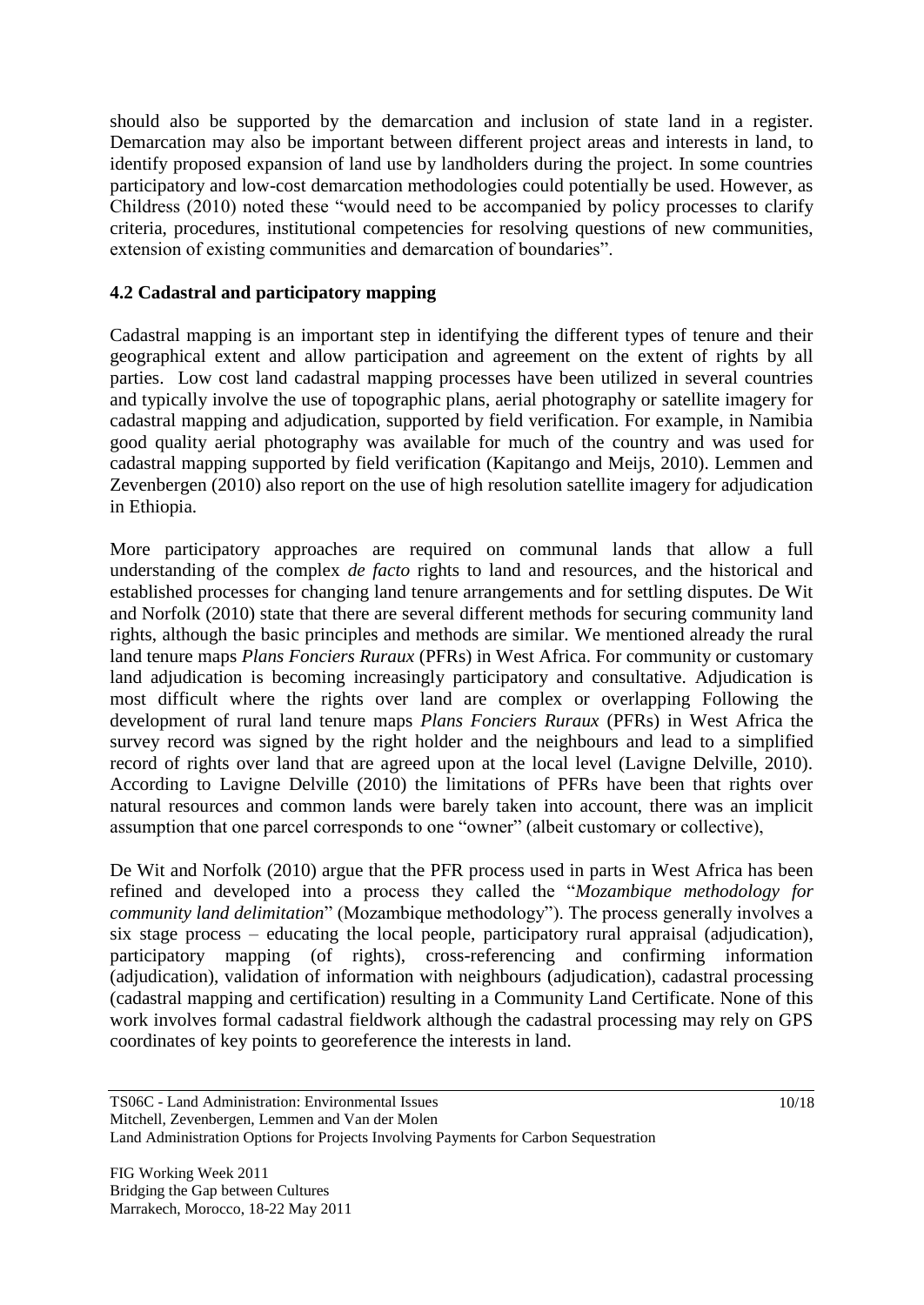should also be supported by the demarcation and inclusion of state land in a register. Demarcation may also be important between different project areas and interests in land, to identify proposed expansion of land use by landholders during the project. In some countries participatory and low-cost demarcation methodologies could potentially be used. However, as Childress (2010) noted these "would need to be accompanied by policy processes to clarify criteria, procedures, institutional competencies for resolving questions of new communities, extension of existing communities and demarcation of boundaries".

### 4.2 Cadastral and participatory mapping

Cadastral mapping is an important step in identifying the different types of tenure and their geographical extent and allow participation and agreement on the extent of rights by all parties. Low cost land cadastral mapping processes have been utilized in several countries and typically involve the use of topographic plans, aerial photography or satellite imagery for cadastral mapping and adjudication, supported by field verification. For example, in Namibia good quality aerial photography was available for much of the country and was used for cadastral mapping supported by field verification (Kapitango and Meijs, 2010). Lemmen and Zevenbergen (2010) also report on the use of high resolution satellite imagery for adjudication in Ethiopia.

More participatory approaches are required on communal lands that allow a full understanding of the complex *de facto* rights to land and resources, and the historical and established processes for changing land tenure arrangements and for settling disputes. De Wit and Norfolk (2010) state that there are several different methods for securing community land rights, although the basic principles and methods are similar. We mentioned already the rural land tenure maps *Plans Fonciers Ruraux* (PFRs) in West Africa. For community or customary land adjudication is becoming increasingly participatory and consultative. Adjudication is most difficult where the rights over land are complex or overlapping Following the development of rural land tenure maps *Plans Fonciers Ruraux* (PFRs) in West Africa the survey record was signed by the right holder and the neighbours and lead to a simplified record of rights over land that are agreed upon at the local level (Lavigne Delville, 2010). According to Lavigne Delville (2010) the limitations of PFRs have been that rights over natural resources and common lands were barely taken into account, there was an implicit assumption that one parcel corresponds to one "owner" (albeit customary or collective),

De Wit and Norfolk (2010) argue that the PFR process used in parts in West Africa has been refined and developed into a process they called the "*Mozambique methodology for community land delimitation*" (Mozambique methodology"). The process generally involves a six stage process – educating the local people, participatory rural appraisal (adjudication), participatory mapping (of rights), cross-referencing and confirming information (adjudication), validation of information with neighbours (adjudication), cadastral processing (cadastral mapping and certification) resulting in a Community Land Certificate. None of this work involves formal cadastral fieldwork although the cadastral processing may rely on GPS coordinates of key points to georeference the interests in land.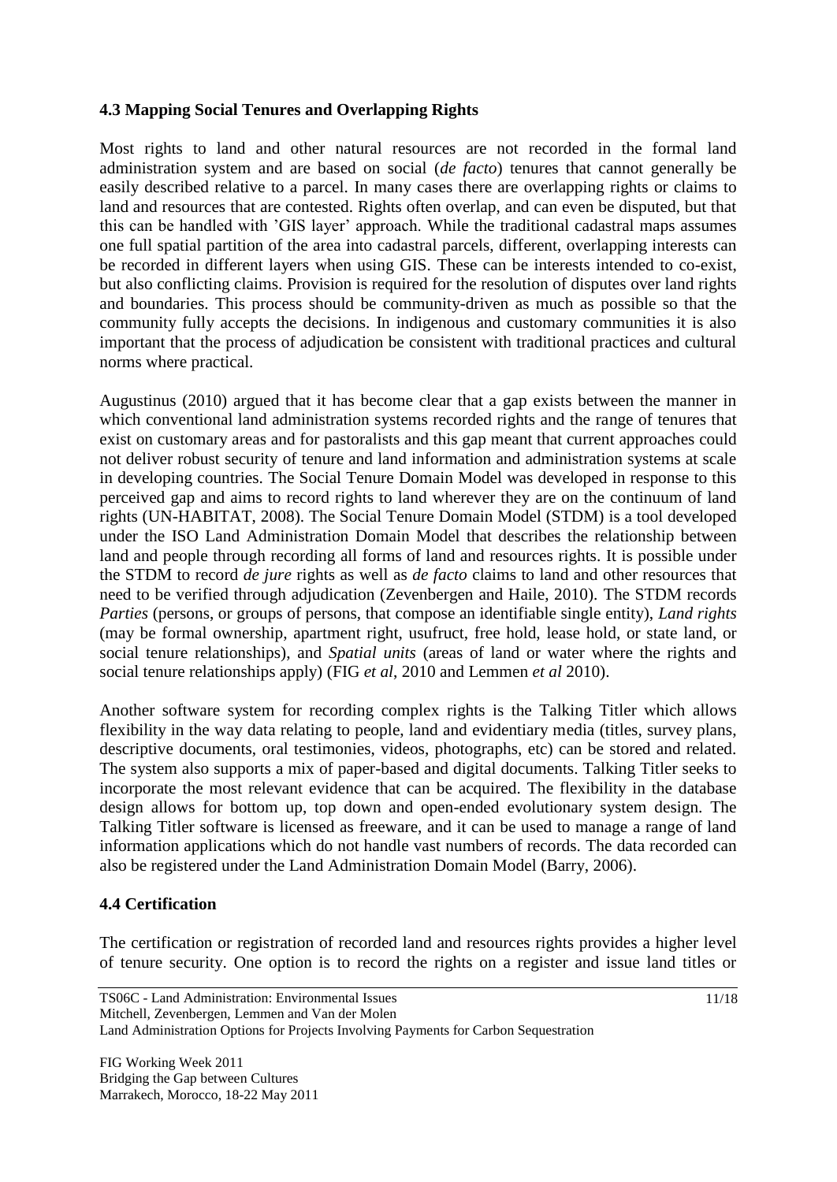### 4.3 Mapping Social Tenures and Overlapping Rights

Most rights to land and other natural resources are not recorded in the formal land administration system and are based on social (*de facto*) tenures that cannot generally be easily described relative to a parcel. In many cases there are overlapping rights or claims to land and resources that are contested. Rights often overlap, and can even be disputed, but that this can be handled with 'GIS layer' approach. While the traditional cadastral maps assumes one full spatial partition of the area into cadastral parcels, different, overlapping interests can be recorded in different layers when using GIS. These can be interests intended to co-exist, but also conflicting claims. Provision is required for the resolution of disputes over land rights and boundaries. This process should be community-driven as much as possible so that the community fully accepts the decisions. In indigenous and customary communities it is also important that the process of adjudication be consistent with traditional practices and cultural norms where practical.

Augustinus (2010) argued that it has become clear that a gap exists between the manner in which conventional land administration systems recorded rights and the range of tenures that exist on customary areas and for pastoralists and this gap meant that current approaches could not deliver robust security of tenure and land information and administration systems at scale in developing countries. The Social Tenure Domain Model was developed in response to this perceived gap and aims to record rights to land wherever they are on the continuum of land rights (UN-HABITAT, 2008). The Social Tenure Domain Model (STDM) is a tool developed under the ISO Land Administration Domain Model that describes the relationship between land and people through recording all forms of land and resources rights. It is possible under the STDM to record *de jure* rights as well as *de facto* claims to land and other resources that need to be verified through adjudication (Zevenbergen and Haile, 2010). The STDM records *Parties* (persons, or groups of persons, that compose an identifiable single entity), *Land rights* (may be formal ownership, apartment right, usufruct, free hold, lease hold, or state land, or social tenure relationships), and *Spatial units* (areas of land or water where the rights and social tenure relationships apply) (FIG *et al*, 2010 and Lemmen *et al* 2010).

Another software system for recording complex rights is the Talking Titler which allows flexibility in the way data relating to people, land and evidentiary media (titles, survey plans, descriptive documents, oral testimonies, videos, photographs, etc) can be stored and related. The system also supports a mix of paper-based and digital documents. Talking Titler seeks to incorporate the most relevant evidence that can be acquired. The flexibility in the database design allows for bottom up, top down and open-ended evolutionary system design. The Talking Titler software is licensed as freeware, and it can be used to manage a range of land information applications which do not handle vast numbers of records. The data recorded can also be registered under the Land Administration Domain Model (Barry, 2006).

### 4.4 Certification

The certification or registration of recorded land and resources rights provides a higher level of tenure security. One option is to record the rights on a register and issue land titles or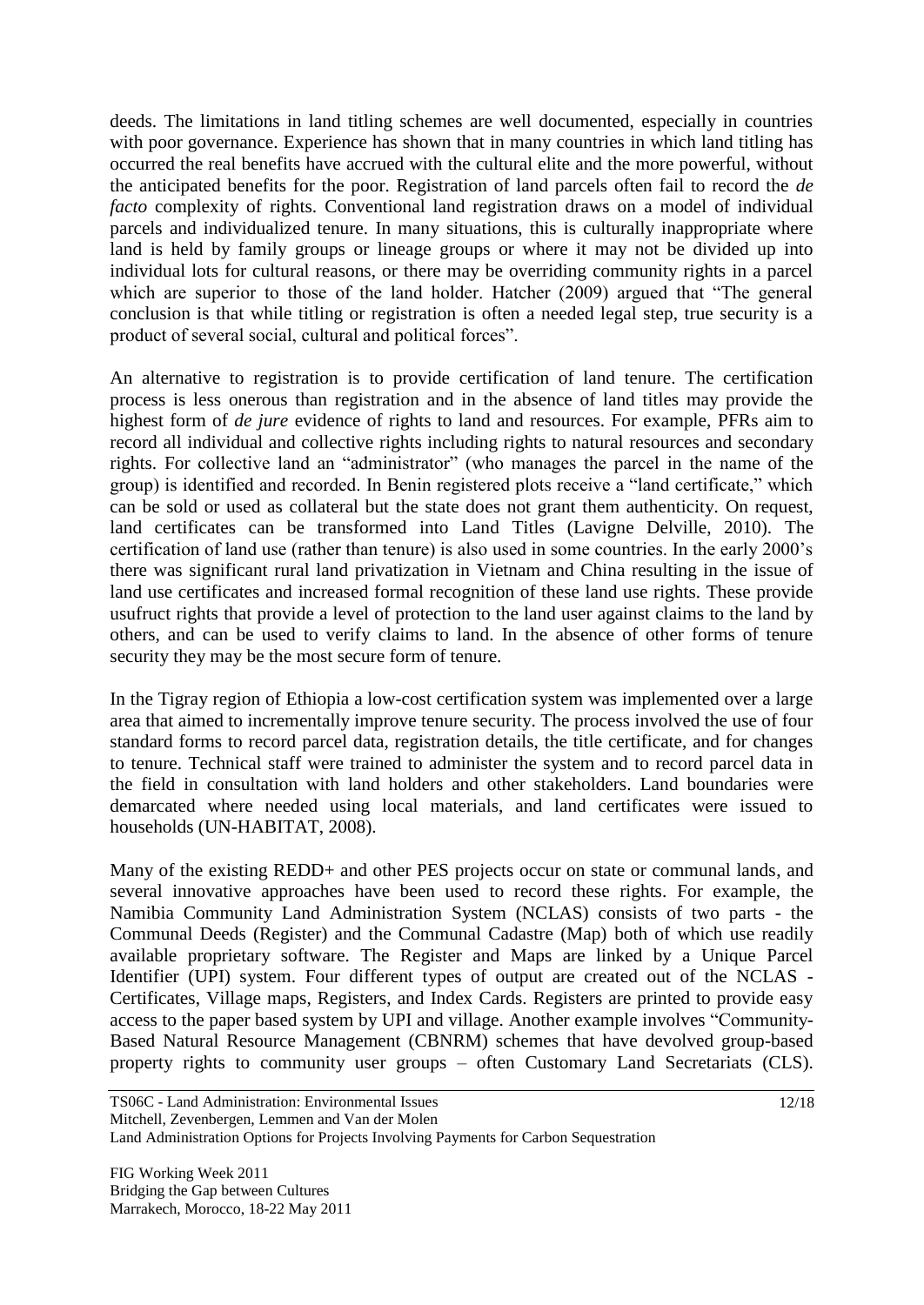deeds. The limitations in land titling schemes are well documented, especially in countries with poor governance. Experience has shown that in many countries in which land titling has occurred the real benefits have accrued with the cultural elite and the more powerful, without the anticipated benefits for the poor. Registration of land parcels often fail to record the *de facto* complexity of rights. Conventional land registration draws on a model of individual parcels and individualized tenure. In many situations, this is culturally inappropriate where land is held by family groups or lineage groups or where it may not be divided up into individual lots for cultural reasons, or there may be overriding community rights in a parcel which are superior to those of the land holder. Hatcher (2009) argued that "The general conclusion is that while titling or registration is often a needed legal step, true security is a product of several social, cultural and political forces".

An alternative to registration is to provide certification of land tenure. The certification process is less onerous than registration and in the absence of land titles may provide the highest form of *de jure* evidence of rights to land and resources. For example, PFRs aim to record all individual and collective rights including rights to natural resources and secondary rights. For collective land an "administrator" (who manages the parcel in the name of the group) is identified and recorded. In Benin registered plots receive a "land certificate," which can be sold or used as collateral but the state does not grant them authenticity. On request, land certificates can be transformed into Land Titles (Lavigne Delville, 2010). The certification of land use (rather than tenure) is also used in some countries. In the early 2000's there was significant rural land privatization in Vietnam and China resulting in the issue of land use certificates and increased formal recognition of these land use rights. These provide usufruct rights that provide a level of protection to the land user against claims to the land by others, and can be used to verify claims to land. In the absence of other forms of tenure security they may be the most secure form of tenure.

In the Tigray region of Ethiopia a low-cost certification system was implemented over a large area that aimed to incrementally improve tenure security. The process involved the use of four standard forms to record parcel data, registration details, the title certificate, and for changes to tenure. Technical staff were trained to administer the system and to record parcel data in the field in consultation with land holders and other stakeholders. Land boundaries were demarcated where needed using local materials, and land certificates were issued to households (UN-HABITAT, 2008).

Many of the existing REDD+ and other PES projects occur on state or communal lands, and several innovative approaches have been used to record these rights. For example, the Namibia Community Land Administration System (NCLAS) consists of two parts - the Communal Deeds (Register) and the Communal Cadastre (Map) both of which use readily available proprietary software. The Register and Maps are linked by a Unique Parcel Identifier (UPI) system. Four different types of output are created out of the NCLAS - Certificates, Village maps, Registers, and Index Cards. Registers are printed to provide easy access to the paper based system by UPI and village. Another example involves "Community-Based Natural Resource Management (CBNRM) schemes that have devolved group-based property rights to community user groups – often Customary Land Secretariats (CLS).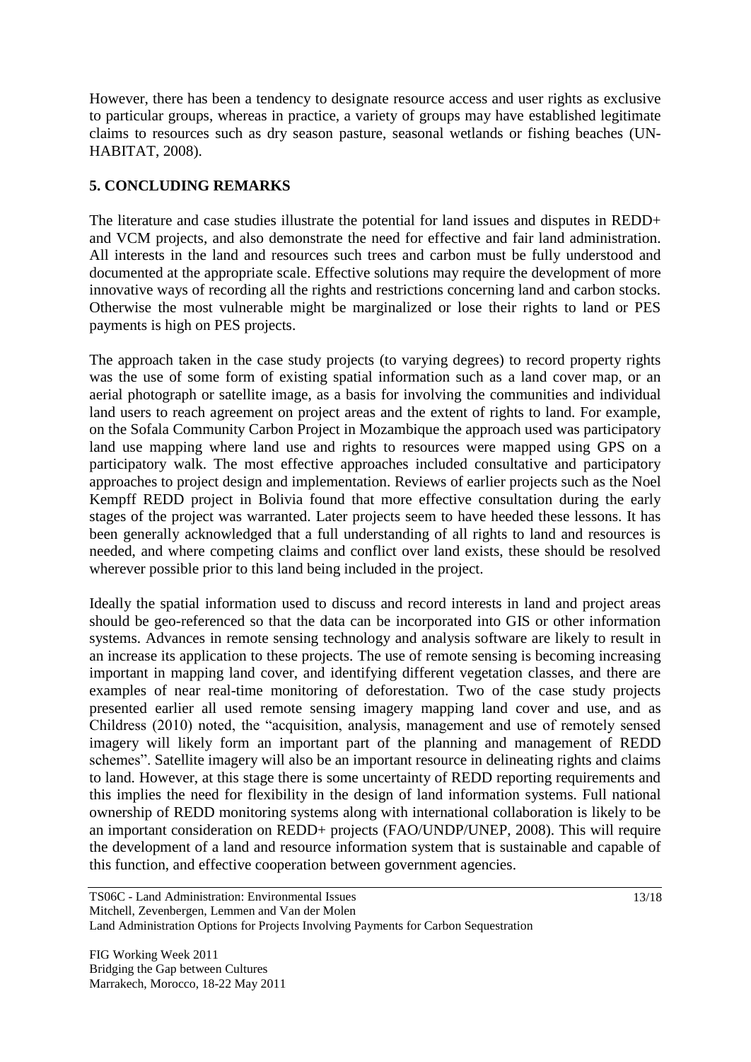However, there has been a tendency to designate resource access and user rights as exclusive to particular groups, whereas in practice, a variety of groups may have established legitimate claims to resources such as dry season pasture, seasonal wetlands or fishing beaches (UN-HABITAT, 2008).

## 5. CONCLUDING REMARKS

The literature and case studies illustrate the potential for land issues and disputes in REDD+ and VCM projects, and also demonstrate the need for effective and fair land administration. All interests in the land and resources such trees and carbon must be fully understood and documented at the appropriate scale. Effective solutions may require the development of more innovative ways of recording all the rights and restrictions concerning land and carbon stocks. Otherwise the most vulnerable might be marginalized or lose their rights to land or PES payments is high on PES projects.

The approach taken in the case study projects (to varying degrees) to record property rights was the use of some form of existing spatial information such as a land cover map, or an aerial photograph or satellite image, as a basis for involving the communities and individual land users to reach agreement on project areas and the extent of rights to land. For example, on the Sofala Community Carbon Project in Mozambique the approach used was participatory land use mapping where land use and rights to resources were mapped using GPS on a participatory walk. The most effective approaches included consultative and participatory approaches to project design and implementation. Reviews of earlier projects such as the Noel Kempff REDD project in Bolivia found that more effective consultation during the early stages of the project was warranted. Later projects seem to have heeded these lessons. It has been generally acknowledged that a full understanding of all rights to land and resources is needed, and where competing claims and conflict over land exists, these should be resolved wherever possible prior to this land being included in the project.

Ideally the spatial information used to discuss and record interests in land and project areas should be geo-referenced so that the data can be incorporated into GIS or other information systems. Advances in remote sensing technology and analysis software are likely to result in an increase its application to these projects. The use of remote sensing is becoming increasing important in mapping land cover, and identifying different vegetation classes, and there are examples of near real-time monitoring of deforestation. Two of the case study projects presented earlier all used remote sensing imagery mapping land cover and use, and as Childress (2010) noted, the "acquisition, analysis, management and use of remotely sensed imagery will likely form an important part of the planning and management of REDD schemes". Satellite imagery will also be an important resource in delineating rights and claims to land. However, at this stage there is some uncertainty of REDD reporting requirements and this implies the need for flexibility in the design of land information systems. Full national ownership of REDD monitoring systems along with international collaboration is likely to be an important consideration on REDD+ projects (FAO/UNDP/UNEP, 2008). This will require the development of a land and resource information system that is sustainable and capable of this function, and effective cooperation between government agencies.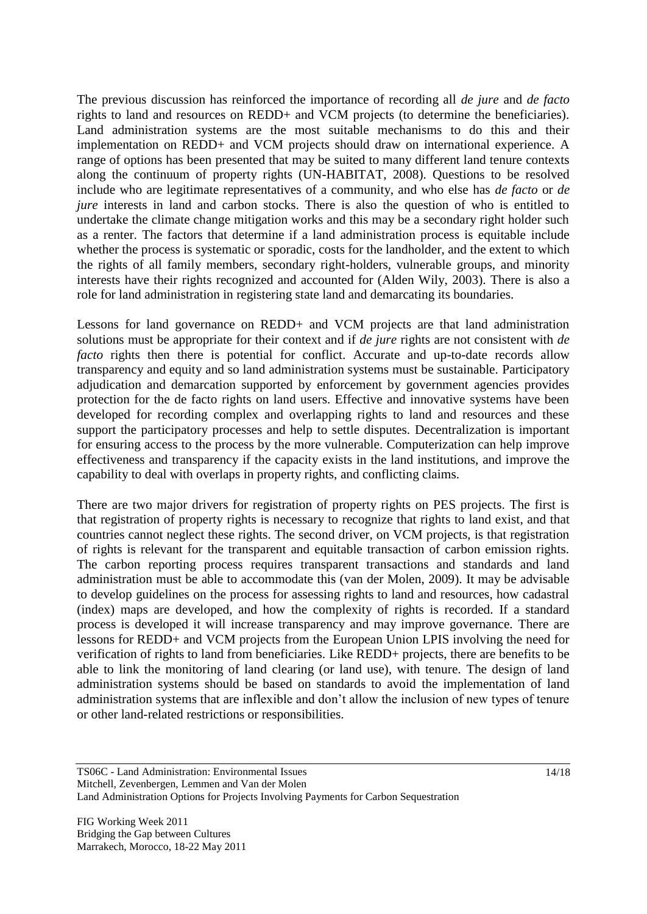The previous discussion has reinforced the importance of recording all *de jure* and *de facto* rights to land and resources on REDD+ and VCM projects (to determine the beneficiaries). Land administration systems are the most suitable mechanisms to do this and their implementation on REDD+ and VCM projects should draw on international experience. A range of options has been presented that may be suited to many different land tenure contexts along the continuum of property rights (UN-HABITAT, 2008). Questions to be resolved include who are legitimate representatives of a community, and who else has *de facto* or *de jure* interests in land and carbon stocks. There is also the question of who is entitled to undertake the climate change mitigation works and this may be a secondary right holder such as a renter. The factors that determine if a land administration process is equitable include whether the process is systematic or sporadic, costs for the landholder, and the extent to which the rights of all family members, secondary right-holders, vulnerable groups, and minority interests have their rights recognized and accounted for (Alden Wily, 2003). There is also a role for land administration in registering state land and demarcating its boundaries.

Lessons for land governance on REDD+ and VCM projects are that land administration solutions must be appropriate for their context and if *de jure* rights are not consistent with *de facto* rights then there is potential for conflict. Accurate and up-to-date records allow transparency and equity and so land administration systems must be sustainable. Participatory adjudication and demarcation supported by enforcement by government agencies provides protection for the de facto rights on land users. Effective and innovative systems have been developed for recording complex and overlapping rights to land and resources and these support the participatory processes and help to settle disputes. Decentralization is important for ensuring access to the process by the more vulnerable. Computerization can help improve effectiveness and transparency if the capacity exists in the land institutions, and improve the capability to deal with overlaps in property rights, and conflicting claims.

There are two major drivers for registration of property rights on PES projects. The first is that registration of property rights is necessary to recognize that rights to land exist, and that countries cannot neglect these rights. The second driver, on VCM projects, is that registration of rights is relevant for the transparent and equitable transaction of carbon emission rights. The carbon reporting process requires transparent transactions and standards and land administration must be able to accommodate this (van der Molen, 2009). It may be advisable to develop guidelines on the process for assessing rights to land and resources, how cadastral (index) maps are developed, and how the complexity of rights is recorded. If a standard process is developed it will increase transparency and may improve governance. There are lessons for REDD+ and VCM projects from the European Union LPIS involving the need for verification of rights to land from beneficiaries. Like REDD+ projects, there are benefits to be able to link the monitoring of land clearing (or land use), with tenure. The design of land administration systems should be based on standards to avoid the implementation of land administration systems that are inflexible and don't allow the inclusion of new types of tenure or other land-related restrictions or responsibilities.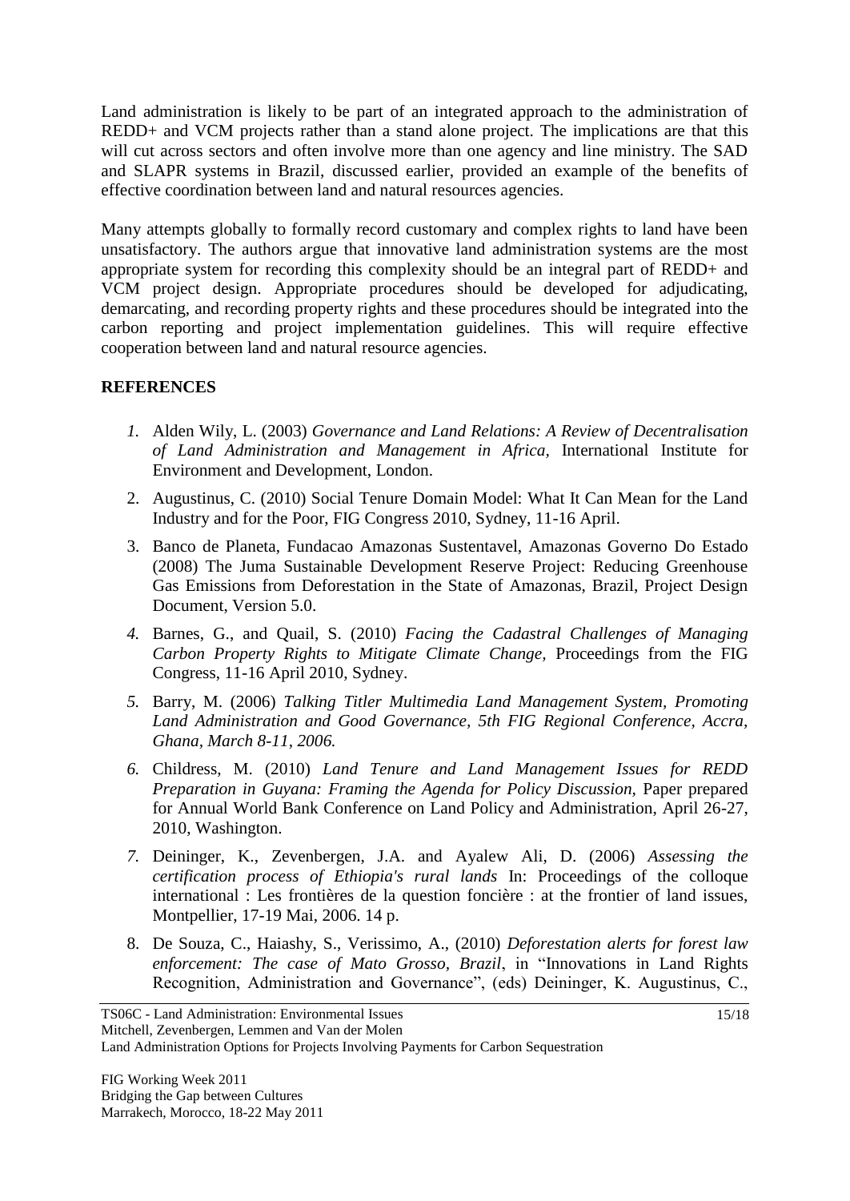Land administration is likely to be part of an integrated approach to the administration of REDD+ and VCM projects rather than a stand alone project. The implications are that this will cut across sectors and often involve more than one agency and line ministry. The SAD and SLAPR systems in Brazil, discussed earlier, provided an example of the benefits of effective coordination between land and natural resources agencies.

Many attempts globally to formally record customary and complex rights to land have been unsatisfactory. The authors argue that innovative land administration systems are the most appropriate system for recording this complexity should be an integral part of REDD+ and VCM project design. Appropriate procedures should be developed for adjudicating, demarcating, and recording property rights and these procedures should be integrated into the carbon reporting and project implementation guidelines. This will require effective cooperation between land and natural resource agencies.

**REFERENCES**

1. Alden Wily, L. (2003) *Governance and Land Relations: A Review of Decentralisation of Land Administration and Management in Africa,* International Institute for Environment and Development, London.
2. Augustinus, C. (2010) Social Tenure Domain Model: What It Can Mean for the Land Industry and for the Poor, FIG Congress 2010, Sydney, 11-16 April.
3. Banco de Planeta, Fundacao Amazonas Sustentavel, Amazonas Governo Do Estado (2008) The Juma Sustainable Development Reserve Project: Reducing Greenhouse Gas Emissions from Deforestation in the State of Amazonas, Brazil, Project Design Document, Version 5.0.
4. Barnes, G., and Quail, S. (2010) *Facing the Cadastral Challenges of Managing Carbon Property Rights to Mitigate Climate Change,* Proceedings from the FIG Congress, 11-16 April 2010, Sydney.
5. Barry, M. (2006) *Talking Titler Multimedia Land Management System, Promoting Land Administration and Good Governance, 5th FIG Regional Conference, Accra, Ghana, March 8-11, 2006.*
6. Childress, M. (2010) *Land Tenure and Land Management Issues for REDD Preparation in Guyana: Framing the Agenda for Policy Discussion,* Paper prepared for Annual World Bank Conference on Land Policy and Administration, April 26-27, 2010, Washington.
7. Deininger, K., Zevenbergen, J.A. and Ayalew Ali, D. (2006) *Assessing the certification process of Ethiopia's rural lands* In: Proceedings of the colloque international : Les frontières de la question foncière : at the frontier of land issues, Montpellier, 17-19 Mai, 2006. 14 p.
8. De Souza, C., Haiashy, S., Verissimo, A., (2010) *Deforestation alerts for forest law enforcement: The case of Mato Grosso, Brazil*, in "Innovations in Land Rights Recognition, Administration and Governance", (eds) Deininger, K. Augustinus, C.,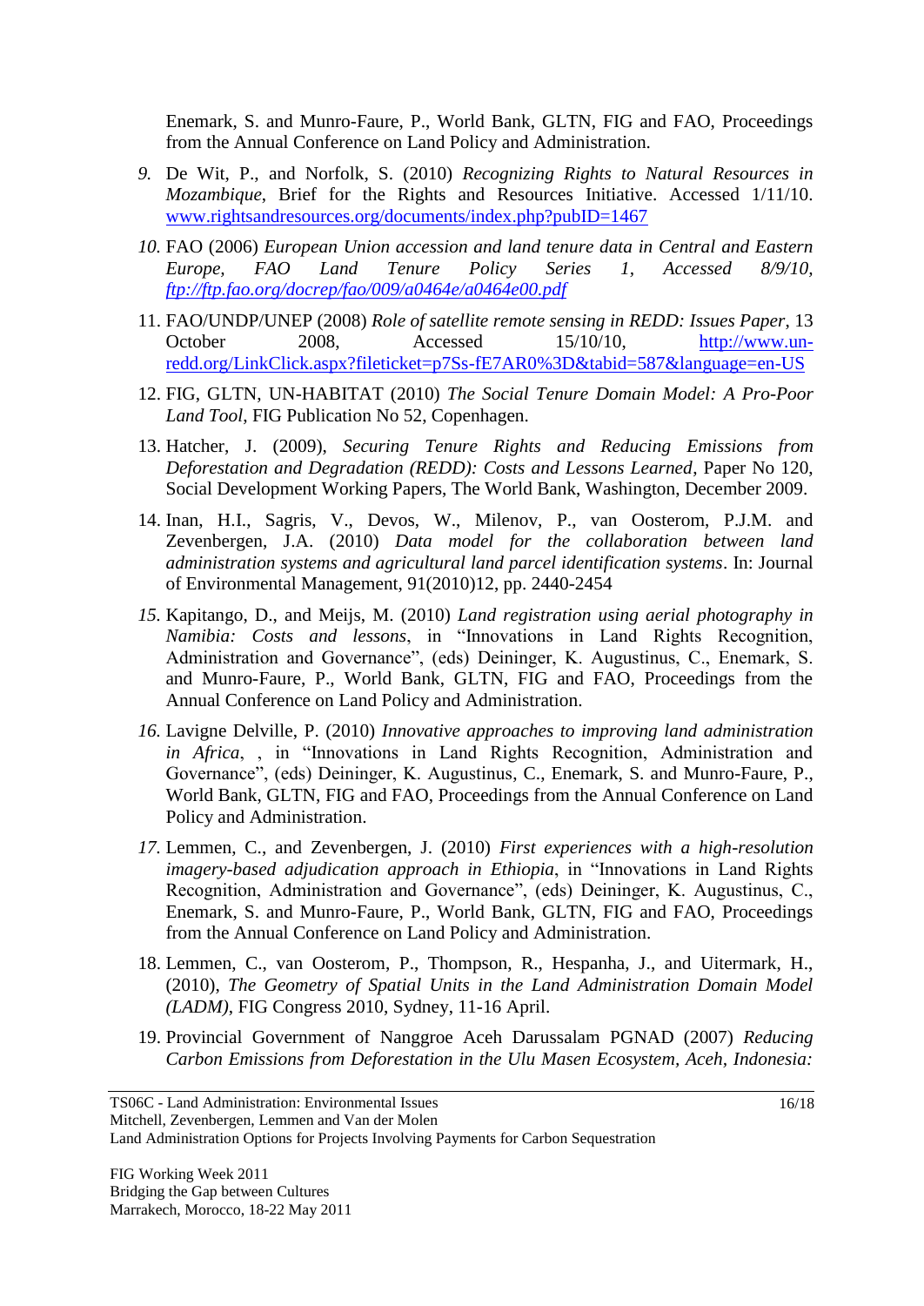Enemark, S. and Munro-Faure, P., World Bank, GLTN, FIG and FAO, Proceedings from the Annual Conference on Land Policy and Administration.

9. De Wit, P., and Norfolk, S. (2010) *Recognizing Rights to Natural Resources in Mozambique*, Brief for the Rights and Resources Initiative. Accessed 1/11/10. www.rightsandresources.org/documents/index.php?pubID=1467

10. FAO (2006) *European Union accession and land tenure data in Central and Eastern Europe, FAO Land Tenure Policy Series 1, Accessed 8/9/10, ftp://ftp.fao.org/docrep/fao/009/a0464e/a0464e00.pdf*

11. FAO/UNDP/UNEP (2008) *Role of satellite remote sensing in REDD: Issues Paper*, 13 October 2008, Accessed 15/10/10, http://www.un-redd.org/LinkClick.aspx?fileticket=p7Ss-fE7AR0%3D&tabid=587&language=en-US

12. FIG, GLTN, UN-HABITAT (2010) *The Social Tenure Domain Model: A Pro-Poor Land Tool*, FIG Publication No 52, Copenhagen.

13. Hatcher, J. (2009), *Securing Tenure Rights and Reducing Emissions from Deforestation and Degradation (REDD): Costs and Lessons Learned*, Paper No 120, Social Development Working Papers, The World Bank, Washington, December 2009.

14. Inan, H.I., Sagris, V., Devos, W., Milenov, P., van Oosterom, P.J.M. and Zevenbergen, J.A. (2010) *Data model for the collaboration between land administration systems and agricultural land parcel identification systems*. In: Journal of Environmental Management, 91(2010)12, pp. 2440-2454

15. Kapitango, D., and Meijs, M. (2010) *Land registration using aerial photography in Namibia: Costs and lessons*, in "Innovations in Land Rights Recognition, Administration and Governance", (eds) Deininger, K. Augustinus, C., Enemark, S. and Munro-Faure, P., World Bank, GLTN, FIG and FAO, Proceedings from the Annual Conference on Land Policy and Administration.

16. Lavigne Delville, P. (2010) *Innovative approaches to improving land administration in Africa*, , in "Innovations in Land Rights Recognition, Administration and Governance", (eds) Deininger, K. Augustinus, C., Enemark, S. and Munro-Faure, P., World Bank, GLTN, FIG and FAO, Proceedings from the Annual Conference on Land Policy and Administration.

17. Lemmen, C., and Zevenbergen, J. (2010) *First experiences with a high-resolution imagery-based adjudication approach in Ethiopia*, in "Innovations in Land Rights Recognition, Administration and Governance", (eds) Deininger, K. Augustinus, C., Enemark, S. and Munro-Faure, P., World Bank, GLTN, FIG and FAO, Proceedings from the Annual Conference on Land Policy and Administration.

18. Lemmen, C., van Oosterom, P., Thompson, R., Hespanha, J., and Uitermark, H., (2010), *The Geometry of Spatial Units in the Land Administration Domain Model (LADM)*, FIG Congress 2010, Sydney, 11-16 April.

19. Provincial Government of Nanggroe Aceh Darussalam PGNAD (2007) *Reducing Carbon Emissions from Deforestation in the Ulu Masen Ecosystem, Aceh, Indonesia:*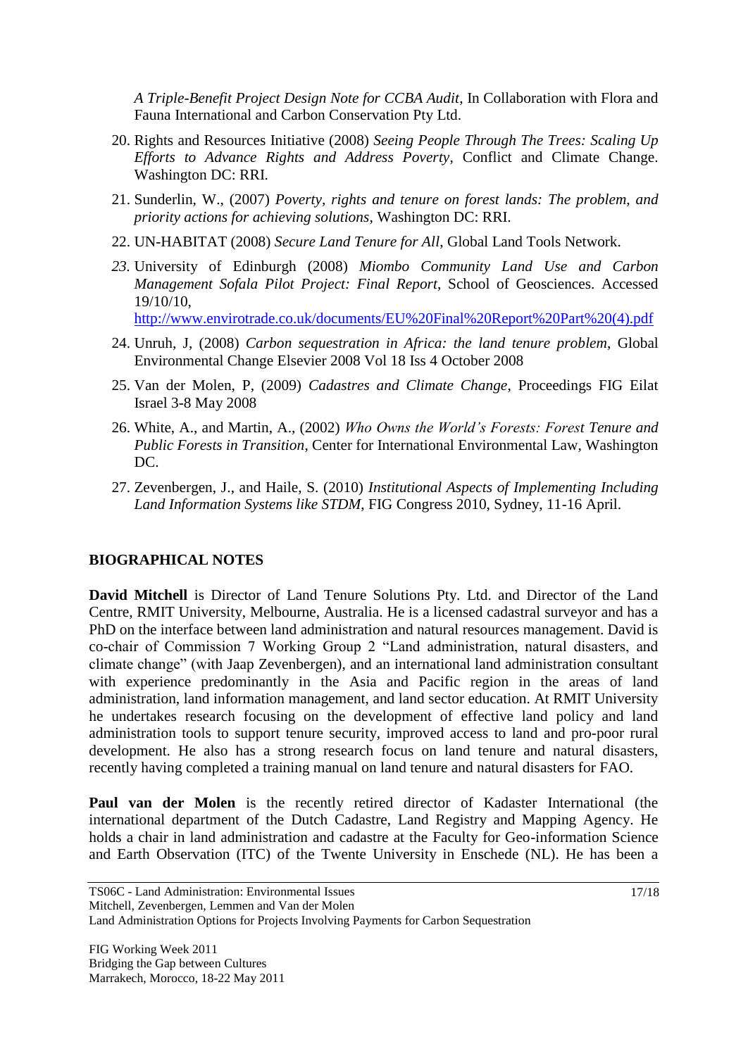*A Triple-Benefit Project Design Note for CCBA Audit*, In Collaboration with Flora and Fauna International and Carbon Conservation Pty Ltd.

20. Rights and Resources Initiative (2008) *Seeing People Through The Trees: Scaling Up Efforts to Advance Rights and Address Poverty*, Conflict and Climate Change. Washington DC: RRI.
21. Sunderlin, W., (2007) *Poverty, rights and tenure on forest lands: The problem, and priority actions for achieving solutions*, Washington DC: RRI.
22. UN-HABITAT (2008) *Secure Land Tenure for All*, Global Land Tools Network.
23. University of Edinburgh (2008) *Miombo Community Land Use and Carbon Management Sofala Pilot Project: Final Report*, School of Geosciences. Accessed 19/10/10, http://www.envirotrade.co.uk/documents/EU%20Final%20Report%20Part%20(4).pdf
24. Unruh, J, (2008) *Carbon sequestration in Africa: the land tenure problem*, Global Environmental Change Elsevier 2008 Vol 18 Iss 4 October 2008
25. Van der Molen, P, (2009) *Cadastres and Climate Change*, Proceedings FIG Eilat Israel 3-8 May 2008
26. White, A., and Martin, A., (2002) *Who Owns the World's Forests: Forest Tenure and Public Forests in Transition*, Center for International Environmental Law, Washington DC.
27. Zevenbergen, J., and Haile, S. (2010) *Institutional Aspects of Implementing Including Land Information Systems like STDM*, FIG Congress 2010, Sydney, 11-16 April.

## BIOGRAPHICAL NOTES

**David Mitchell** is Director of Land Tenure Solutions Pty. Ltd. and Director of the Land Centre, RMIT University, Melbourne, Australia. He is a licensed cadastral surveyor and has a PhD on the interface between land administration and natural resources management. David is co-chair of Commission 7 Working Group 2 "Land administration, natural disasters, and climate change" (with Jaap Zevenbergen), and an international land administration consultant with experience predominantly in the Asia and Pacific region in the areas of land administration, land information management, and land sector education. At RMIT University he undertakes research focusing on the development of effective land policy and land administration tools to support tenure security, improved access to land and pro-poor rural development. He also has a strong research focus on land tenure and natural disasters, recently having completed a training manual on land tenure and natural disasters for FAO.

**Paul van der Molen** is the recently retired director of Kadaster International (the international department of the Dutch Cadastre, Land Registry and Mapping Agency. He holds a chair in land administration and cadastre at the Faculty for Geo-information Science and Earth Observation (ITC) of the Twente University in Enschede (NL). He has been a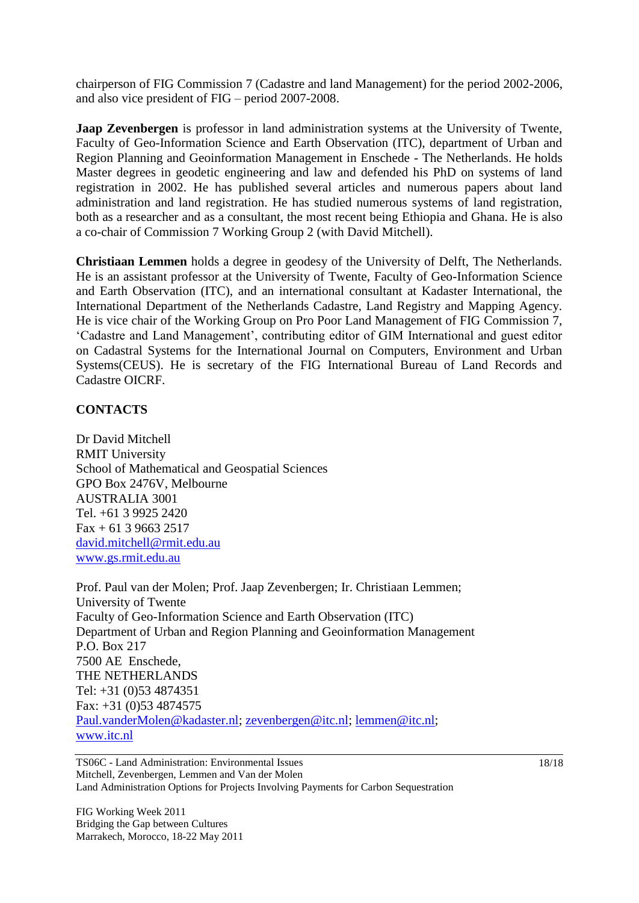chairperson of FIG Commission 7 (Cadastre and land Management) for the period 2002-2006, and also vice president of FIG – period 2007-2008.

**Jaap Zevenbergen** is professor in land administration systems at the University of Twente, Faculty of Geo-Information Science and Earth Observation (ITC), department of Urban and Region Planning and Geoinformation Management in Enschede - The Netherlands. He holds Master degrees in geodetic engineering and law and defended his PhD on systems of land registration in 2002. He has published several articles and numerous papers about land administration and land registration. He has studied numerous systems of land registration, both as a researcher and as a consultant, the most recent being Ethiopia and Ghana. He is also a co-chair of Commission 7 Working Group 2 (with David Mitchell).

**Christiaan Lemmen** holds a degree in geodesy of the University of Delft, The Netherlands. He is an assistant professor at the University of Twente, Faculty of Geo-Information Science and Earth Observation (ITC), and an international consultant at Kadaster International, the International Department of the Netherlands Cadastre, Land Registry and Mapping Agency. He is vice chair of the Working Group on Pro Poor Land Management of FIG Commission 7, 'Cadastre and Land Management', contributing editor of GIM International and guest editor on Cadastral Systems for the International Journal on Computers, Environment and Urban Systems(CEUS). He is secretary of the FIG International Bureau of Land Records and Cadastre OICRF.

**CONTACTS**

Dr David Mitchell
RMIT University
School of Mathematical and Geospatial Sciences
GPO Box 2476V, Melbourne
AUSTRALIA 3001
Tel. +61 3 9925 2420
Fax + 61 3 9663 2517
david.mitchell@rmit.edu.au
www.gs.rmit.edu.au

Prof. Paul van der Molen; Prof. Jaap Zevenbergen; Ir. Christiaan Lemmen;
University of Twente
Faculty of Geo-Information Science and Earth Observation (ITC)
Department of Urban and Region Planning and Geoinformation Management
P.O. Box 217
7500 AE Enschede,
THE NETHERLANDS
Tel: +31 (0)53 4874351
Fax: +31 (0)53 4874575
Paul.vanderMolen@kadaster.nl; zevenbergen@itc.nl; lemmen@itc.nl;
www.itc.nl